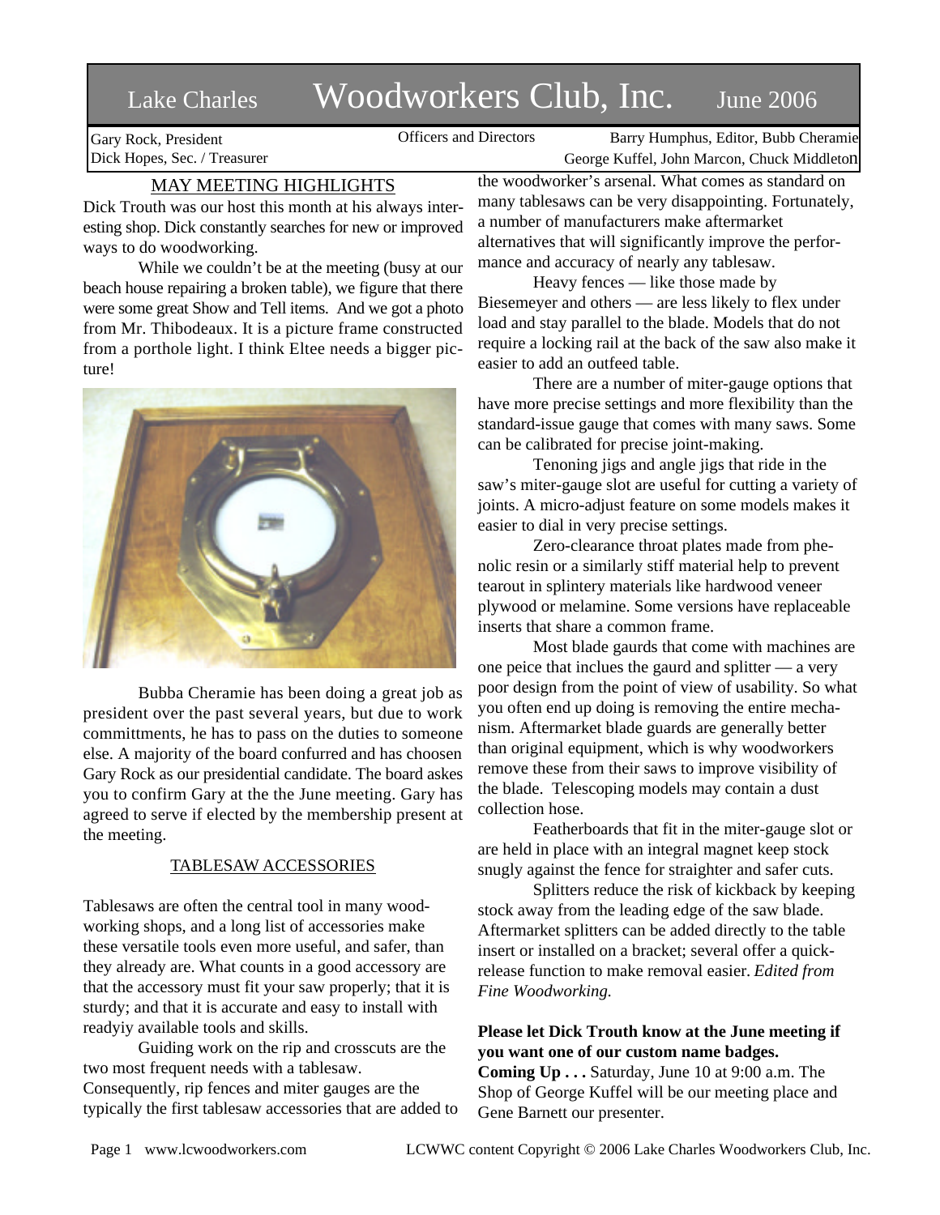# Lake Charles Woodworkers Club, Inc. June 2006

Gary Rock, President
Dick Hopes, Sec. / Treasurer

Officers and Directors

Barry Humphus, Editor, Bubb Cheramie
George Kuffel, John Marcon, Chuck Middleton

## MAY MEETING HIGHLIGHTS

Dick Trouth was our host this month at his always interesting shop. Dick constantly searches for new or improved ways to do woodworking.

While we couldn't be at the meeting (busy at our beach house repairing a broken table), we figure that there were some great Show and Tell items. And we got a photo from Mr. Thibodeaux. It is a picture frame constructed from a porthole light. I think Eltee needs a bigger picture!

Bubba Cheramie has been doing a great job as president over the past several years, but due to work committments, he has to pass on the duties to someone else. A majority of the board confurred and has choosen Gary Rock as our presidential candidate. The board askes you to confirm Gary at the the June meeting. Gary has agreed to serve if elected by the membership present at the meeting.

## TABLESAW ACCESSORIES

Tablesaws are often the central tool in many woodworking shops, and a long list of accessories make these versatile tools even more useful, and safer, than they already are. What counts in a good accessory are that the accessory must fit your saw properly; that it is sturdy; and that it is accurate and easy to install with readyiy available tools and skills.

Guiding work on the rip and crosscuts are the two most frequent needs with a tablesaw. Consequently, rip fences and miter gauges are the typically the first tablesaw accessories that are added to the woodworker's arsenal. What comes as standard on many tablesaws can be very disappointing. Fortunately, a number of manufacturers make aftermarket alternatives that will significantly improve the performance and accuracy of nearly any tablesaw.

Heavy fences — like those made by Biesemeyer and others — are less likely to flex under load and stay parallel to the blade. Models that do not require a locking rail at the back of the saw also make it easier to add an outfeed table.

There are a number of miter-gauge options that have more precise settings and more flexibility than the standard-issue gauge that comes with many saws. Some can be calibrated for precise joint-making.

Tenoning jigs and angle jigs that ride in the saw's miter-gauge slot are useful for cutting a variety of joints. A micro-adjust feature on some models makes it easier to dial in very precise settings.

Zero-clearance throat plates made from phenolic resin or a similarly stiff material help to prevent tearout in splintery materials like hardwood veneer plywood or melamine. Some versions have replaceable inserts that share a common frame.

Most blade gaurds that come with machines are one peice that inclues the gaurd and splitter — a very poor design from the point of view of usability. So what you often end up doing is removing the entire mechanism. Aftermarket blade guards are generally better than original equipment, which is why woodworkers remove these from their saws to improve visibility of the blade. Telescoping models may contain a dust collection hose.

Featherboards that fit in the miter-gauge slot or are held in place with an integral magnet keep stock snugly against the fence for straighter and safer cuts.

Splitters reduce the risk of kickback by keeping stock away from the leading edge of the saw blade. Aftermarket splitters can be added directly to the table insert or installed on a bracket; several offer a quick-release function to make removal easier. *Edited from Fine Woodworking.*

**Please let Dick Trouth know at the June meeting if you want one of our custom name badges.**

**Coming Up . . .** Saturday, June 10 at 9:00 a.m. The Shop of George Kuffel will be our meeting place and Gene Barnett our presenter.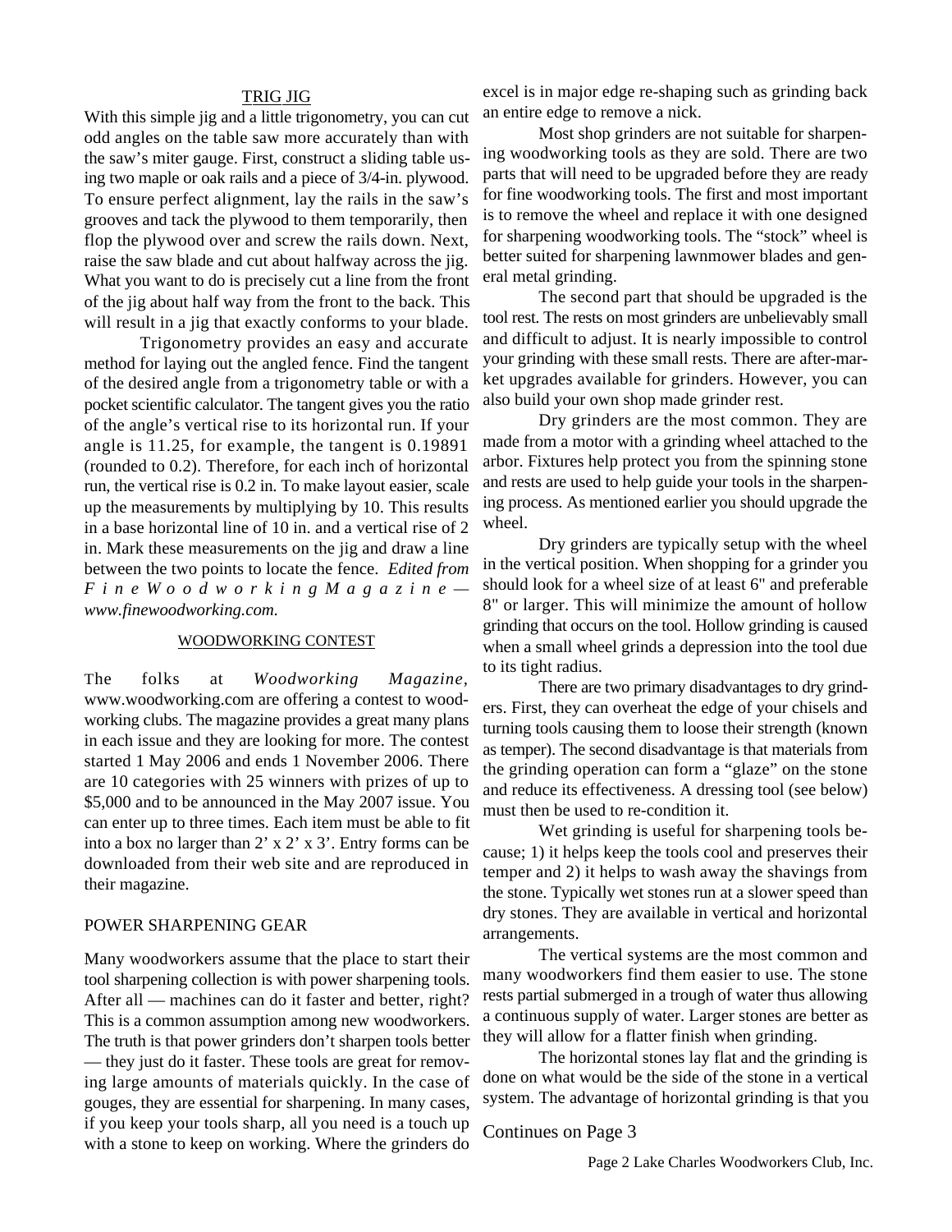## TRIG JIG

With this simple jig and a little trigonometry, you can cut odd angles on the table saw more accurately than with the saw's miter gauge. First, construct a sliding table using two maple or oak rails and a piece of 3/4-in. plywood. To ensure perfect alignment, lay the rails in the saw's grooves and tack the plywood to them temporarily, then flop the plywood over and screw the rails down. Next, raise the saw blade and cut about halfway across the jig. What you want to do is precisely cut a line from the front of the jig about half way from the front to the back. This will result in a jig that exactly conforms to your blade.

Trigonometry provides an easy and accurate method for laying out the angled fence. Find the tangent of the desired angle from a trigonometry table or with a pocket scientific calculator. The tangent gives you the ratio of the angle's vertical rise to its horizontal run. If your angle is 11.25, for example, the tangent is 0.19891 (rounded to 0.2). Therefore, for each inch of horizontal run, the vertical rise is 0.2 in. To make layout easier, scale up the measurements by multiplying by 10. This results in a base horizontal line of 10 in. and a vertical rise of 2 in. Mark these measurements on the jig and draw a line between the two points to locate the fence. *Edited from Fine Woodworking Magazine — www.finewoodworking.com.*

## WOODWORKING CONTEST

The folks at *Woodworking Magazine*, www.woodworking.com are offering a contest to woodworking clubs. The magazine provides a great many plans in each issue and they are looking for more. The contest started 1 May 2006 and ends 1 November 2006. There are 10 categories with 25 winners with prizes of up to $5,000 and to be announced in the May 2007 issue. You can enter up to three times. Each item must be able to fit into a box no larger than 2' x 2' x 3'. Entry forms can be downloaded from their web site and are reproduced in their magazine.

## POWER SHARPENING GEAR

Many woodworkers assume that the place to start their tool sharpening collection is with power sharpening tools. After all — machines can do it faster and better, right? This is a common assumption among new woodworkers. The truth is that power grinders don't sharpen tools better — they just do it faster. These tools are great for removing large amounts of materials quickly. In the case of gouges, they are essential for sharpening. In many cases, if you keep your tools sharp, all you need is a touch up with a stone to keep on working. Where the grinders do excel is in major edge re-shaping such as grinding back an entire edge to remove a nick.

Most shop grinders are not suitable for sharpening woodworking tools as they are sold. There are two parts that will need to be upgraded before they are ready for fine woodworking tools. The first and most important is to remove the wheel and replace it with one designed for sharpening woodworking tools. The "stock" wheel is better suited for sharpening lawnmower blades and general metal grinding.

The second part that should be upgraded is the tool rest. The rests on most grinders are unbelievably small and difficult to adjust. It is nearly impossible to control your grinding with these small rests. There are after-market upgrades available for grinders. However, you can also build your own shop made grinder rest.

Dry grinders are the most common. They are made from a motor with a grinding wheel attached to the arbor. Fixtures help protect you from the spinning stone and rests are used to help guide your tools in the sharpening process. As mentioned earlier you should upgrade the wheel.

Dry grinders are typically setup with the wheel in the vertical position. When shopping for a grinder you should look for a wheel size of at least 6" and preferable 8" or larger. This will minimize the amount of hollow grinding that occurs on the tool. Hollow grinding is caused when a small wheel grinds a depression into the tool due to its tight radius.

There are two primary disadvantages to dry grinders. First, they can overheat the edge of your chisels and turning tools causing them to loose their strength (known as temper). The second disadvantage is that materials from the grinding operation can form a "glaze" on the stone and reduce its effectiveness. A dressing tool (see below) must then be used to re-condition it.

Wet grinding is useful for sharpening tools because; 1) it helps keep the tools cool and preserves their temper and 2) it helps to wash away the shavings from the stone. Typically wet stones run at a slower speed than dry stones. They are available in vertical and horizontal arrangements.

The vertical systems are the most common and many woodworkers find them easier to use. The stone rests partial submerged in a trough of water thus allowing a continuous supply of water. Larger stones are better as they will allow for a flatter finish when grinding.

The horizontal stones lay flat and the grinding is done on what would be the side of the stone in a vertical system. The advantage of horizontal grinding is that you

Continues on Page 3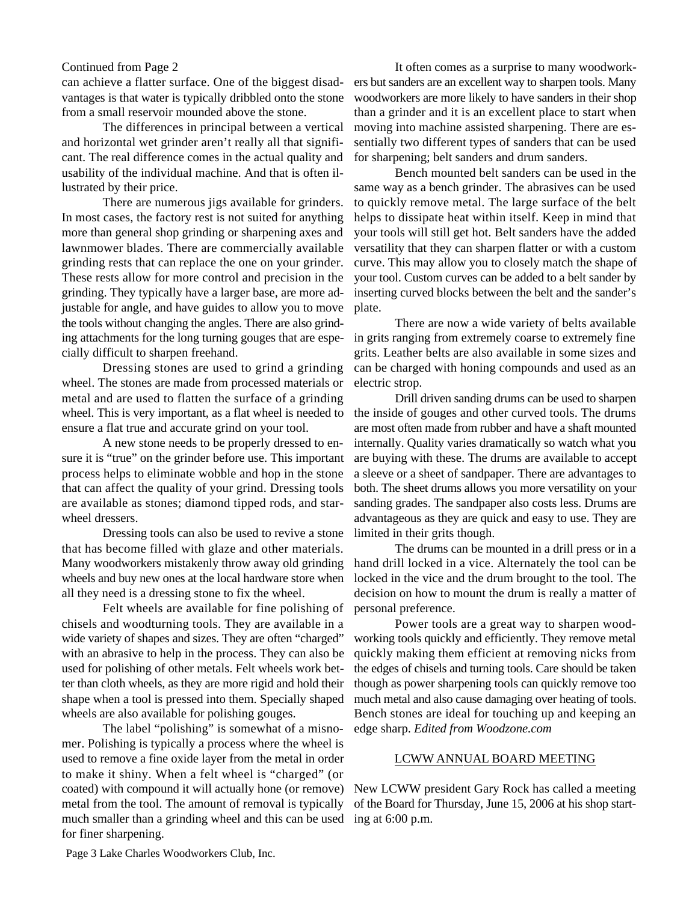Continued from Page 2

can achieve a flatter surface. One of the biggest disadvantages is that water is typically dribbled onto the stone from a small reservoir mounded above the stone.

The differences in principal between a vertical and horizontal wet grinder aren't really all that significant. The real difference comes in the actual quality and usability of the individual machine. And that is often illustrated by their price.

There are numerous jigs available for grinders. In most cases, the factory rest is not suited for anything more than general shop grinding or sharpening axes and lawnmower blades. There are commercially available grinding rests that can replace the one on your grinder. These rests allow for more control and precision in the grinding. They typically have a larger base, are more adjustable for angle, and have guides to allow you to move the tools without changing the angles. There are also grinding attachments for the long turning gouges that are especially difficult to sharpen freehand.

Dressing stones are used to grind a grinding wheel. The stones are made from processed materials or metal and are used to flatten the surface of a grinding wheel. This is very important, as a flat wheel is needed to ensure a flat true and accurate grind on your tool.

A new stone needs to be properly dressed to ensure it is "true" on the grinder before use. This important process helps to eliminate wobble and hop in the stone that can affect the quality of your grind. Dressing tools are available as stones; diamond tipped rods, and starwheel dressers.

Dressing tools can also be used to revive a stone that has become filled with glaze and other materials. Many woodworkers mistakenly throw away old grinding wheels and buy new ones at the local hardware store when all they need is a dressing stone to fix the wheel.

Felt wheels are available for fine polishing of chisels and woodturning tools. They are available in a wide variety of shapes and sizes. They are often "charged" with an abrasive to help in the process. They can also be used for polishing of other metals. Felt wheels work better than cloth wheels, as they are more rigid and hold their shape when a tool is pressed into them. Specially shaped wheels are also available for polishing gouges.

The label "polishing" is somewhat of a misnomer. Polishing is typically a process where the wheel is used to remove a fine oxide layer from the metal in order to make it shiny. When a felt wheel is "charged" (or coated) with compound it will actually hone (or remove) metal from the tool. The amount of removal is typically much smaller than a grinding wheel and this can be used for finer sharpening.

It often comes as a surprise to many woodworkers but sanders are an excellent way to sharpen tools. Many woodworkers are more likely to have sanders in their shop than a grinder and it is an excellent place to start when moving into machine assisted sharpening. There are essentially two different types of sanders that can be used for sharpening; belt sanders and drum sanders.

Bench mounted belt sanders can be used in the same way as a bench grinder. The abrasives can be used to quickly remove metal. The large surface of the belt helps to dissipate heat within itself. Keep in mind that your tools will still get hot. Belt sanders have the added versatility that they can sharpen flatter or with a custom curve. This may allow you to closely match the shape of your tool. Custom curves can be added to a belt sander by inserting curved blocks between the belt and the sander's plate.

There are now a wide variety of belts available in grits ranging from extremely coarse to extremely fine grits. Leather belts are also available in some sizes and can be charged with honing compounds and used as an electric strop.

Drill driven sanding drums can be used to sharpen the inside of gouges and other curved tools. The drums are most often made from rubber and have a shaft mounted internally. Quality varies dramatically so watch what you are buying with these. The drums are available to accept a sleeve or a sheet of sandpaper. There are advantages to both. The sheet drums allows you more versatility on your sanding grades. The sandpaper also costs less. Drums are advantageous as they are quick and easy to use. They are limited in their grits though.

The drums can be mounted in a drill press or in a hand drill locked in a vice. Alternately the tool can be locked in the vice and the drum brought to the tool. The decision on how to mount the drum is really a matter of personal preference.

Power tools are a great way to sharpen woodworking tools quickly and efficiently. They remove metal quickly making them efficient at removing nicks from the edges of chisels and turning tools. Care should be taken though as power sharpening tools can quickly remove too much metal and also cause damaging over heating of tools. Bench stones are ideal for touching up and keeping an edge sharp. *Edited from Woodzone.com*

## LCWW ANNUAL BOARD MEETING

New LCWW president Gary Rock has called a meeting of the Board for Thursday, June 15, 2006 at his shop starting at 6:00 p.m.